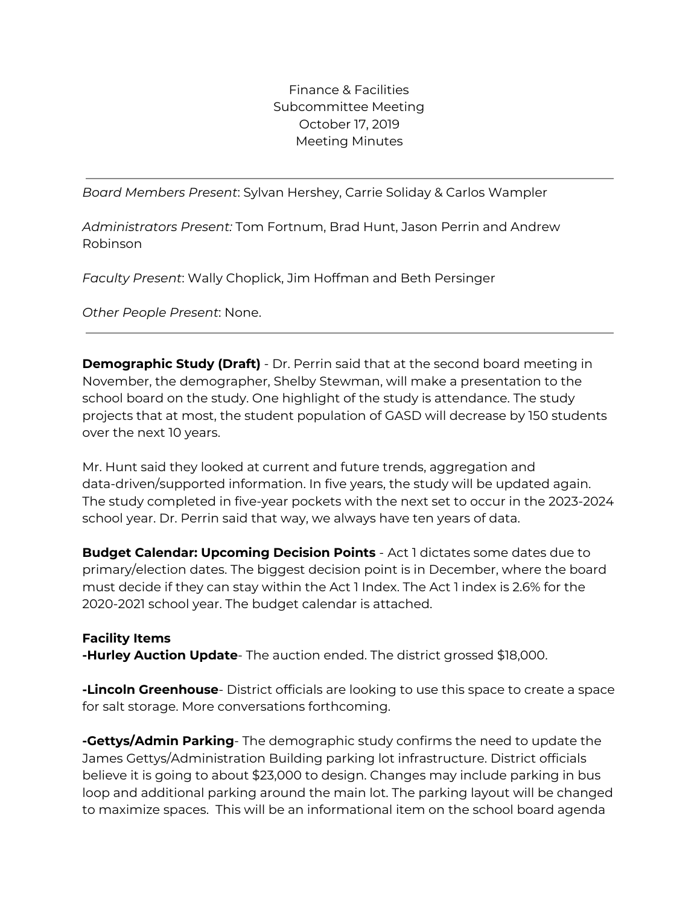Finance & Facilities
Subcommittee Meeting
October 17, 2019
Meeting Minutes

---

*Board Members Present*: Sylvan Hershey, Carrie Soliday & Carlos Wampler

*Administrators Present:* Tom Fortnum, Brad Hunt, Jason Perrin and Andrew Robinson

*Faculty Present*: Wally Choplick, Jim Hoffman and Beth Persinger

*Other People Present*: None.

---

**Demographic Study (Draft)** - Dr. Perrin said that at the second board meeting in November, the demographer, Shelby Stewman, will make a presentation to the school board on the study. One highlight of the study is attendance. The study projects that at most, the student population of GASD will decrease by 150 students over the next 10 years.

Mr. Hunt said they looked at current and future trends, aggregation and data-driven/supported information. In five years, the study will be updated again. The study completed in five-year pockets with the next set to occur in the 2023-2024 school year. Dr. Perrin said that way, we always have ten years of data.

**Budget Calendar: Upcoming Decision Points** - Act 1 dictates some dates due to primary/election dates. The biggest decision point is in December, where the board must decide if they can stay within the Act 1 Index. The Act 1 index is 2.6% for the 2020-2021 school year. The budget calendar is attached.

**Facility Items**
**-Hurley Auction Update**- The auction ended. The district grossed $18,000.

**-Lincoln Greenhouse**- District officials are looking to use this space to create a space for salt storage. More conversations forthcoming.

**-Gettys/Admin Parking**- The demographic study confirms the need to update the James Gettys/Administration Building parking lot infrastructure. District officials believe it is going to about $23,000 to design. Changes may include parking in bus loop and additional parking around the main lot. The parking layout will be changed to maximize spaces. This will be an informational item on the school board agenda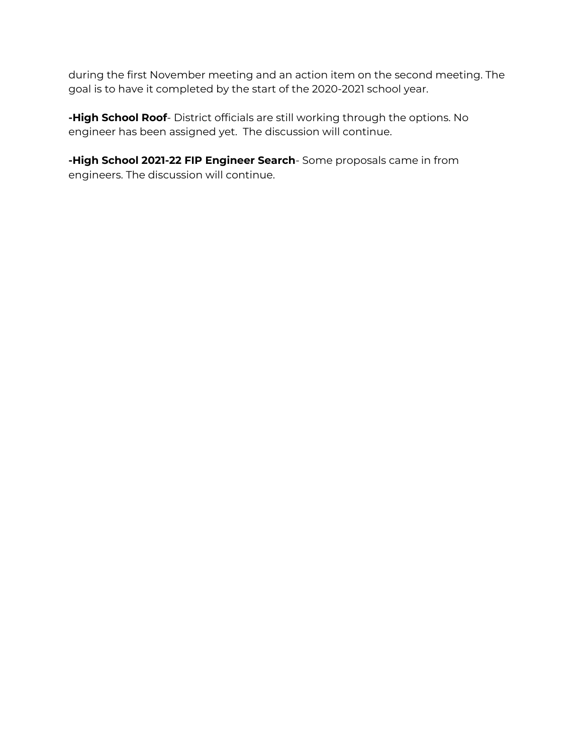during the first November meeting and an action item on the second meeting. The goal is to have it completed by the start of the 2020-2021 school year.

**-High School Roof**- District officials are still working through the options. No engineer has been assigned yet. The discussion will continue.

**-High School 2021-22 FIP Engineer Search**- Some proposals came in from engineers. The discussion will continue.